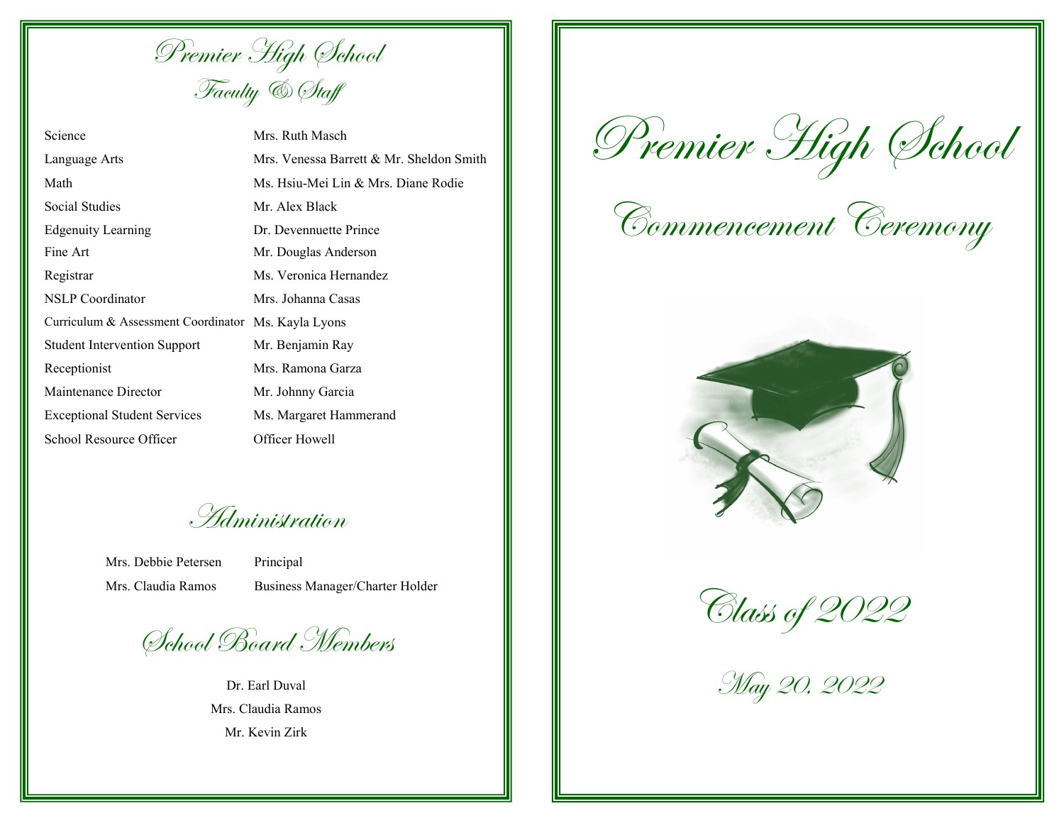# Premier High School
## Faculty & Staff

| | |
|---|---|
| Science | Mrs. Ruth Masch |
| Language Arts | Mrs. Venessa Barrett & Mr. Sheldon Smith |
| Math | Ms. Hsiu-Mei Lin & Mrs. Diane Rodie |
| Social Studies | Mr. Alex Black |
| Edgenuity Learning | Dr. Devennuette Prince |
| Fine Art | Mr. Douglas Anderson |
| Registrar | Ms. Veronica Hernandez |
| NSLP Coordinator | Mrs. Johanna Casas |
| Curriculum & Assessment Coordinator | Ms. Kayla Lyons |
| Student Intervention Support | Mr. Benjamin Ray |
| Receptionist | Mrs. Ramona Garza |
| Maintenance Director | Mr. Johnny Garcia |
| Exceptional Student Services | Ms. Margaret Hammerand |
| School Resource Officer | Officer Howell |

## Administration

| | |
|---|---|
| Mrs. Debbie Petersen | Principal |
| Mrs. Claudia Ramos | Business Manager/Charter Holder |

## School Board Members

Dr. Earl Duval
Mrs. Claudia Ramos
Mr. Kevin Zirk

# Premier High School

## Commencement Ceremony

## Class of 2022

May 20, 2022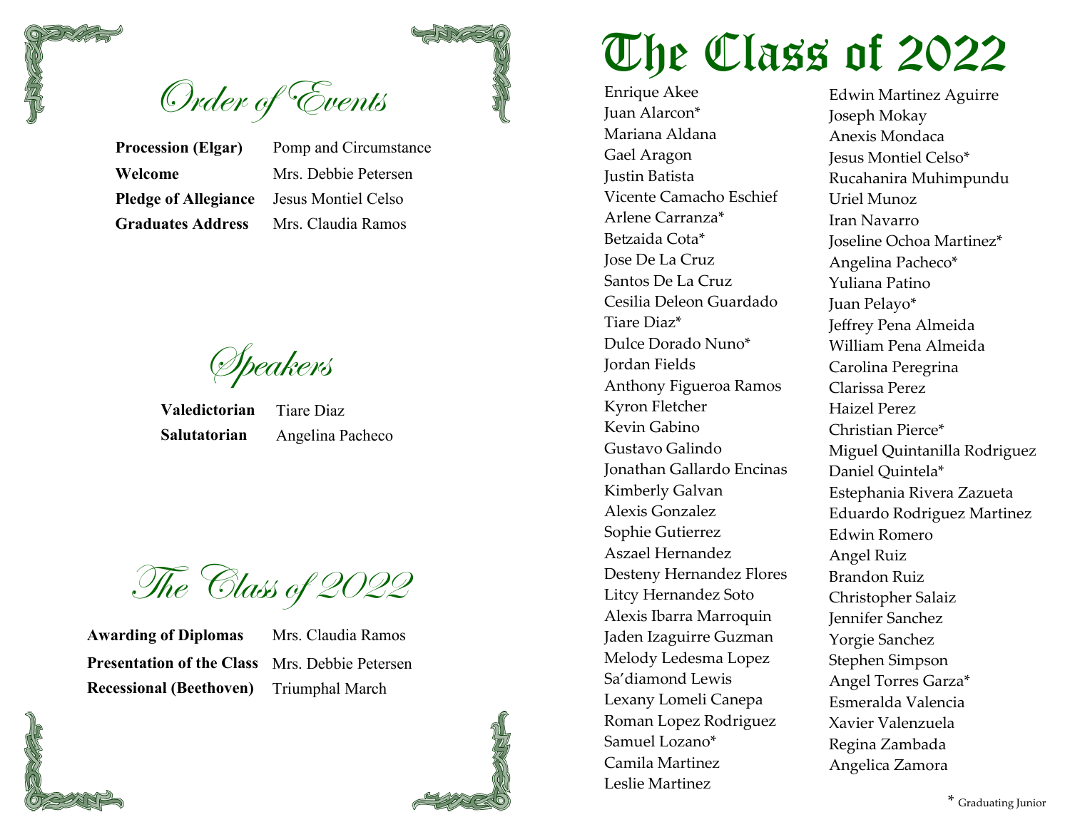## Order of Events

| | |
|---|---|
| **Procession (Elgar)** | Pomp and Circumstance |
| **Welcome** | Mrs. Debbie Petersen |
| **Pledge of Allegiance** | Jesus Montiel Celso |
| **Graduates Address** | Mrs. Claudia Ramos |

## Speakers

| | |
|---|---|
| **Valedictorian** | Tiare Diaz |
| **Salutatorian** | Angelina Pacheco |

## The Class of 2022

| | |
|---|---|
| **Awarding of Diplomas** | Mrs. Claudia Ramos |
| **Presentation of the Class** | Mrs. Debbie Petersen |
| **Recessional (Beethoven)** | Triumphal March |

# The Class of 2022

Enrique Akee
Juan Alarcon*
Mariana Aldana
Gael Aragon
Justin Batista
Vicente Camacho Eschief
Arlene Carranza*
Betzaida Cota*
Jose De La Cruz
Santos De La Cruz
Cesilia Deleon Guardado
Tiare Diaz*
Dulce Dorado Nuno*
Jordan Fields
Anthony Figueroa Ramos
Kyron Fletcher
Kevin Gabino
Gustavo Galindo
Jonathan Gallardo Encinas
Kimberly Galvan
Alexis Gonzalez
Sophie Gutierrez
Aszael Hernandez
Desteny Hernandez Flores
Litcy Hernandez Soto
Alexis Ibarra Marroquin
Jaden Izaguirre Guzman
Melody Ledesma Lopez
Sa'diamond Lewis
Lexany Lomeli Canepa
Roman Lopez Rodriguez
Samuel Lozano*
Camila Martinez
Leslie Martinez
Edwin Martinez Aguirre
Joseph Mokay
Anexis Mondaca
Jesus Montiel Celso*
Rucahanira Muhimpundu
Uriel Munoz
Iran Navarro
Joseline Ochoa Martinez*
Angelina Pacheco*
Yuliana Patino
Juan Pelayo*
Jeffrey Pena Almeida
William Pena Almeida
Carolina Peregrina
Clarissa Perez
Haizel Perez
Christian Pierce*
Miguel Quintanilla Rodriguez
Daniel Quintela*
Estephania Rivera Zazueta
Eduardo Rodriguez Martinez
Edwin Romero
Angel Ruiz
Brandon Ruiz
Christopher Salaiz
Jennifer Sanchez
Yorgie Sanchez
Stephen Simpson
Angel Torres Garza*
Esmeralda Valencia
Xavier Valenzuela
Regina Zambada
Angelica Zamora

* Graduating Junior